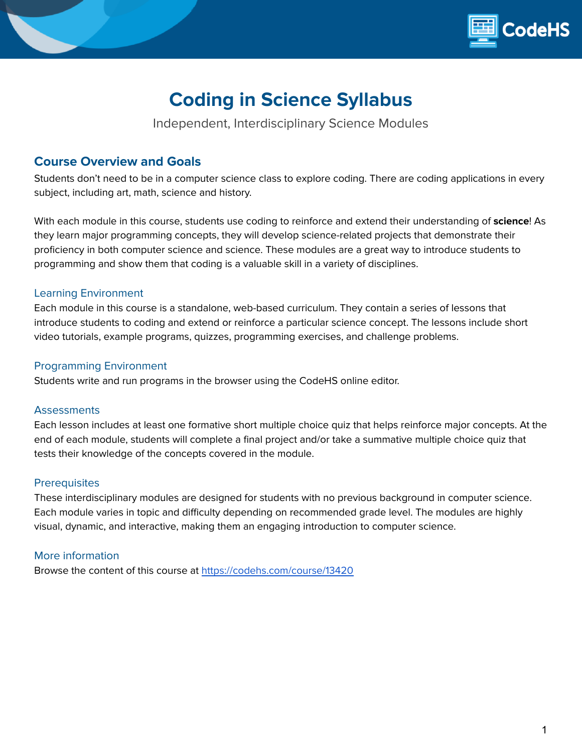# Coding in Science Syllabus

Independent, Interdisciplinary Science Modules

## Course Overview and Goals

Students don't need to be in a computer science class to explore coding. There are coding applications in every subject, including art, math, science and history.

With each module in this course, students use coding to reinforce and extend their understanding of **science**! As they learn major programming concepts, they will develop science-related projects that demonstrate their proficiency in both computer science and science. These modules are a great way to introduce students to programming and show them that coding is a valuable skill in a variety of disciplines.

### Learning Environment

Each module in this course is a standalone, web-based curriculum. They contain a series of lessons that introduce students to coding and extend or reinforce a particular science concept. The lessons include short video tutorials, example programs, quizzes, programming exercises, and challenge problems.

### Programming Environment

Students write and run programs in the browser using the CodeHS online editor.

### Assessments

Each lesson includes at least one formative short multiple choice quiz that helps reinforce major concepts. At the end of each module, students will complete a final project and/or take a summative multiple choice quiz that tests their knowledge of the concepts covered in the module.

### Prerequisites

These interdisciplinary modules are designed for students with no previous background in computer science. Each module varies in topic and difficulty depending on recommended grade level. The modules are highly visual, dynamic, and interactive, making them an engaging introduction to computer science.

### More information

Browse the content of this course at [https://codehs.com/course/13420](https://codehs.com/course/13420)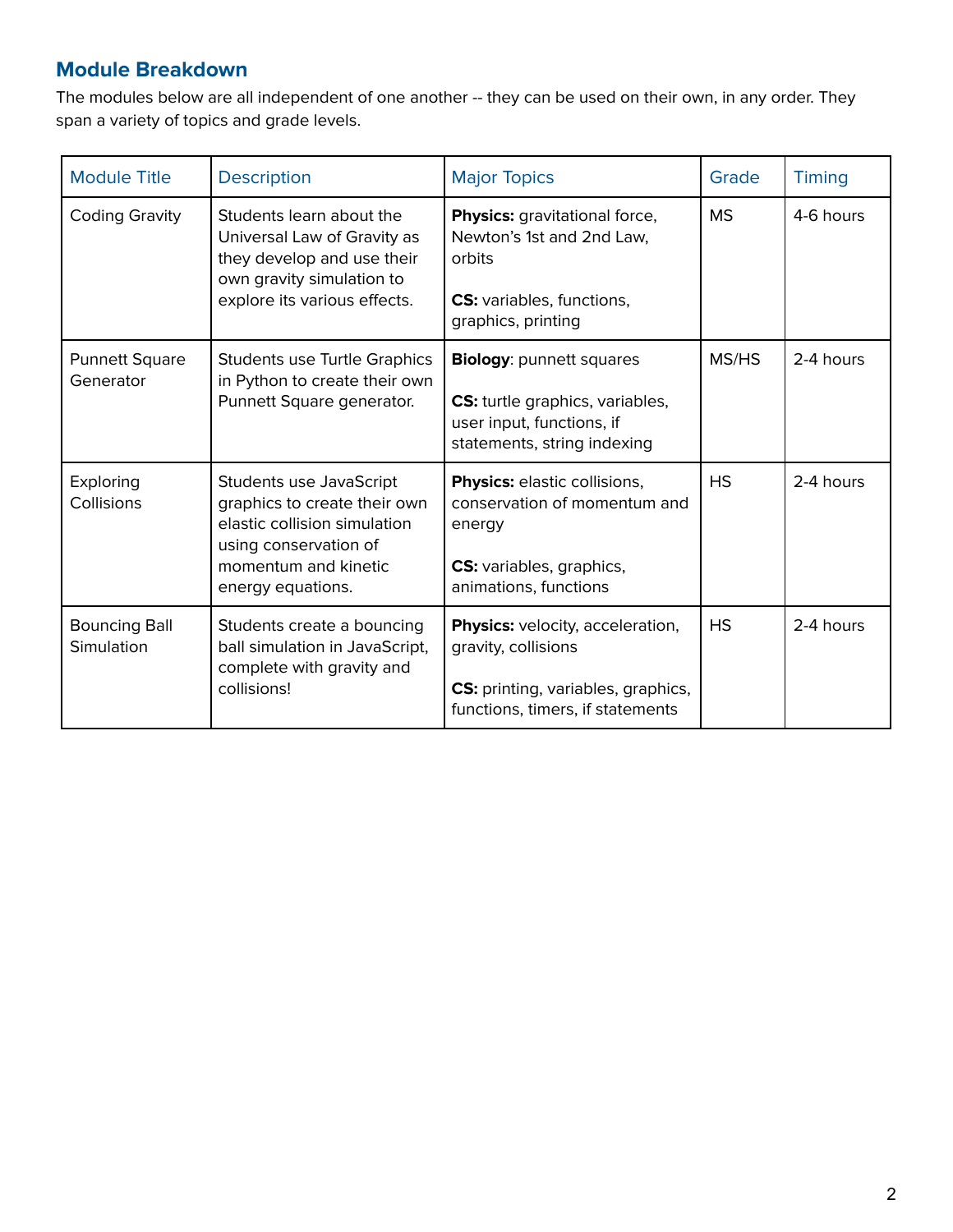## Module Breakdown

The modules below are all independent of one another -- they can be used on their own, in any order. They span a variety of topics and grade levels.

| Module Title | Description | Major Topics | Grade | Timing |
|---|---|---|---|---|
| Coding Gravity | Students learn about the Universal Law of Gravity as they develop and use their own gravity simulation to explore its various effects. | **Physics:** gravitational force, Newton's 1st and 2nd Law, orbits<br><br>**CS:** variables, functions, graphics, printing | MS | 4-6 hours |
| Punnett Square Generator | Students use Turtle Graphics in Python to create their own Punnett Square generator. | **Biology**: punnett squares<br><br>**CS:** turtle graphics, variables, user input, functions, if statements, string indexing | MS/HS | 2-4 hours |
| Exploring Collisions | Students use JavaScript graphics to create their own elastic collision simulation using conservation of momentum and kinetic energy equations. | **Physics:** elastic collisions, conservation of momentum and energy<br><br>**CS:** variables, graphics, animations, functions | HS | 2-4 hours |
| Bouncing Ball Simulation | Students create a bouncing ball simulation in JavaScript, complete with gravity and collisions! | **Physics:** velocity, acceleration, gravity, collisions<br><br>**CS:** printing, variables, graphics, functions, timers, if statements | HS | 2-4 hours |